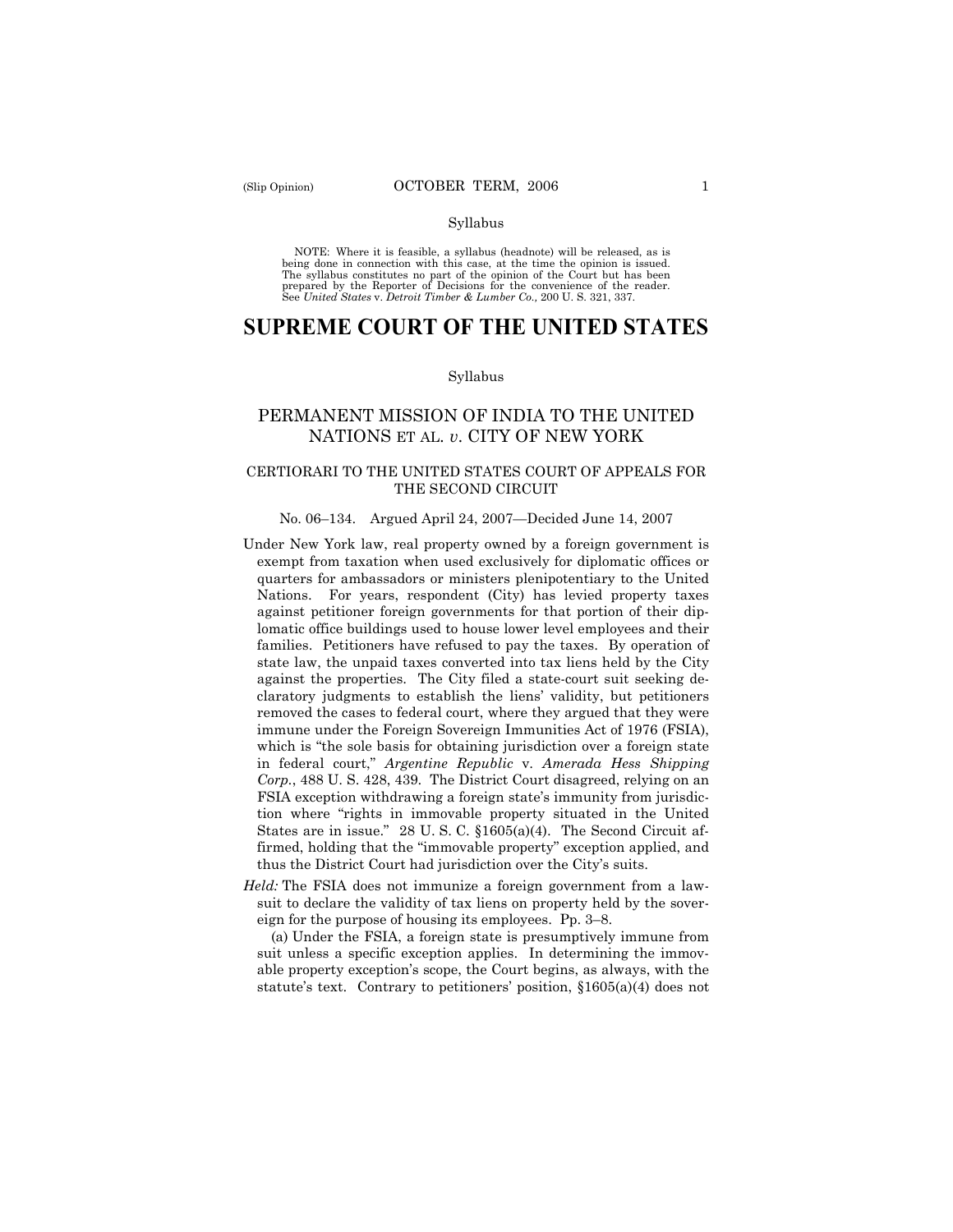Syllabus

NOTE: Where it is feasible, a syllabus (headnote) will be released, as is being done in connection with this case, at the time the opinion is issued. The syllabus constitutes no part of the opinion of the Court but has been prepared by the Reporter of Decisions for the convenience of the reader. See *United States* v. *Detroit Timber & Lumber Co.,* 200 U. S. 321, 337.

# SUPREME COURT OF THE UNITED STATES

Syllabus

## PERMANENT MISSION OF INDIA TO THE UNITED NATIONS ET AL. *v*. CITY OF NEW YORK

### CERTIORARI TO THE UNITED STATES COURT OF APPEALS FOR THE SECOND CIRCUIT

No. 06–134. Argued April 24, 2007—Decided June 14, 2007

Under New York law, real property owned by a foreign government is exempt from taxation when used exclusively for diplomatic offices or quarters for ambassadors or ministers plenipotentiary to the United Nations. For years, respondent (City) has levied property taxes against petitioner foreign governments for that portion of their diplomatic office buildings used to house lower level employees and their families. Petitioners have refused to pay the taxes. By operation of state law, the unpaid taxes converted into tax liens held by the City against the properties. The City filed a state-court suit seeking declaratory judgments to establish the liens' validity, but petitioners removed the cases to federal court, where they argued that they were immune under the Foreign Sovereign Immunities Act of 1976 (FSIA), which is "the sole basis for obtaining jurisdiction over a foreign state in federal court," *Argentine Republic* v. *Amerada Hess Shipping Corp.*, 488 U. S. 428, 439. The District Court disagreed, relying on an FSIA exception withdrawing a foreign state's immunity from jurisdiction where "rights in immovable property situated in the United States are in issue." 28 U. S. C. §1605(a)(4). The Second Circuit affirmed, holding that the "immovable property" exception applied, and thus the District Court had jurisdiction over the City's suits.

*Held:* The FSIA does not immunize a foreign government from a lawsuit to declare the validity of tax liens on property held by the sovereign for the purpose of housing its employees. Pp. 3–8.

(a) Under the FSIA, a foreign state is presumptively immune from suit unless a specific exception applies. In determining the immovable property exception's scope, the Court begins, as always, with the statute's text. Contrary to petitioners' position, §1605(a)(4) does not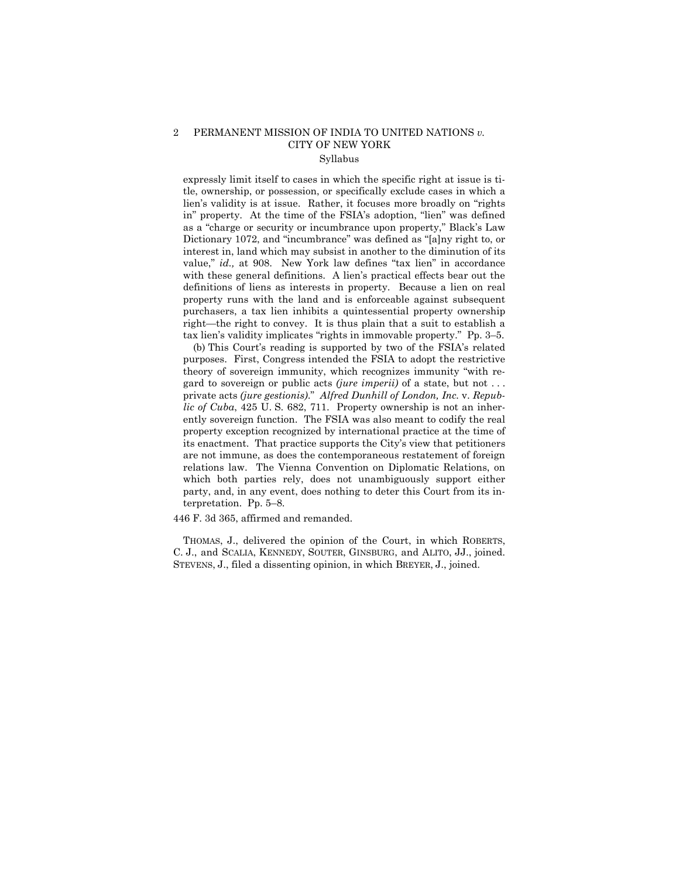expressly limit itself to cases in which the specific right at issue is title, ownership, or possession, or specifically exclude cases in which a lien's validity is at issue. Rather, it focuses more broadly on "rights in" property. At the time of the FSIA's adoption, "lien" was defined as a "charge or security or incumbrance upon property," Black's Law Dictionary 1072, and "incumbrance" was defined as "[a]ny right to, or interest in, land which may subsist in another to the diminution of its value," *id.,* at 908. New York law defines "tax lien" in accordance with these general definitions. A lien's practical effects bear out the definitions of liens as interests in property. Because a lien on real property runs with the land and is enforceable against subsequent purchasers, a tax lien inhibits a quintessential property ownership right—the right to convey. It is thus plain that a suit to establish a tax lien's validity implicates "rights in immovable property." Pp. 3–5.

(b) This Court's reading is supported by two of the FSIA's related purposes. First, Congress intended the FSIA to adopt the restrictive theory of sovereign immunity, which recognizes immunity "with regard to sovereign or public acts *(jure imperii)* of a state, but not . . . private acts *(jure gestionis)*." *Alfred Dunhill of London, Inc.* v. *Republic of Cuba*, 425 U. S. 682, 711. Property ownership is not an inherently sovereign function. The FSIA was also meant to codify the real property exception recognized by international practice at the time of its enactment. That practice supports the City's view that petitioners are not immune, as does the contemporaneous restatement of foreign relations law. The Vienna Convention on Diplomatic Relations, on which both parties rely, does not unambiguously support either party, and, in any event, does nothing to deter this Court from its interpretation. Pp. 5–8.

446 F. 3d 365, affirmed and remanded.

THOMAS, J., delivered the opinion of the Court, in which ROBERTS, C. J., and SCALIA, KENNEDY, SOUTER, GINSBURG, and ALITO, JJ., joined. STEVENS, J., filed a dissenting opinion, in which BREYER, J., joined.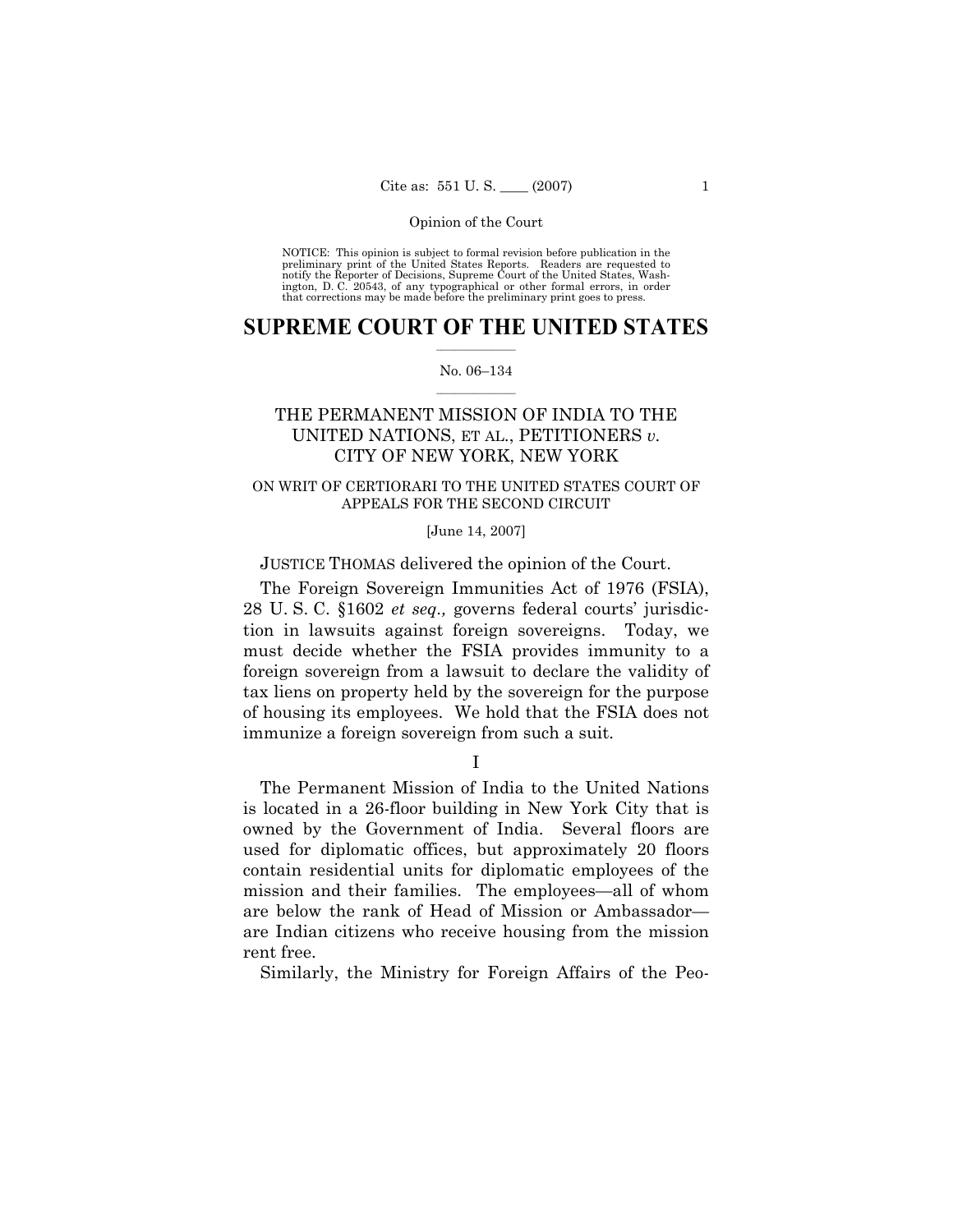Opinion of the Court

NOTICE: This opinion is subject to formal revision before publication in the preliminary print of the United States Reports. Readers are requested to notify the Reporter of Decisions, Supreme Court of the United States, Washington, D. C. 20543, of any typographical or other formal errors, in order that corrections may be made before the preliminary print goes to press.

# SUPREME COURT OF THE UNITED STATES

No. 06–134

## THE PERMANENT MISSION OF INDIA TO THE UNITED NATIONS, ET AL., PETITIONERS *v.* CITY OF NEW YORK, NEW YORK

ON WRIT OF CERTIORARI TO THE UNITED STATES COURT OF APPEALS FOR THE SECOND CIRCUIT

[June 14, 2007]

JUSTICE THOMAS delivered the opinion of the Court.

The Foreign Sovereign Immunities Act of 1976 (FSIA), 28 U. S. C. §1602 *et seq.,* governs federal courts' jurisdiction in lawsuits against foreign sovereigns. Today, we must decide whether the FSIA provides immunity to a foreign sovereign from a lawsuit to declare the validity of tax liens on property held by the sovereign for the purpose of housing its employees. We hold that the FSIA does not immunize a foreign sovereign from such a suit.

I

The Permanent Mission of India to the United Nations is located in a 26-floor building in New York City that is owned by the Government of India. Several floors are used for diplomatic offices, but approximately 20 floors contain residential units for diplomatic employees of the mission and their families. The employees—all of whom are below the rank of Head of Mission or Ambassador—are Indian citizens who receive housing from the mission rent free.

Similarly, the Ministry for Foreign Affairs of the Peo-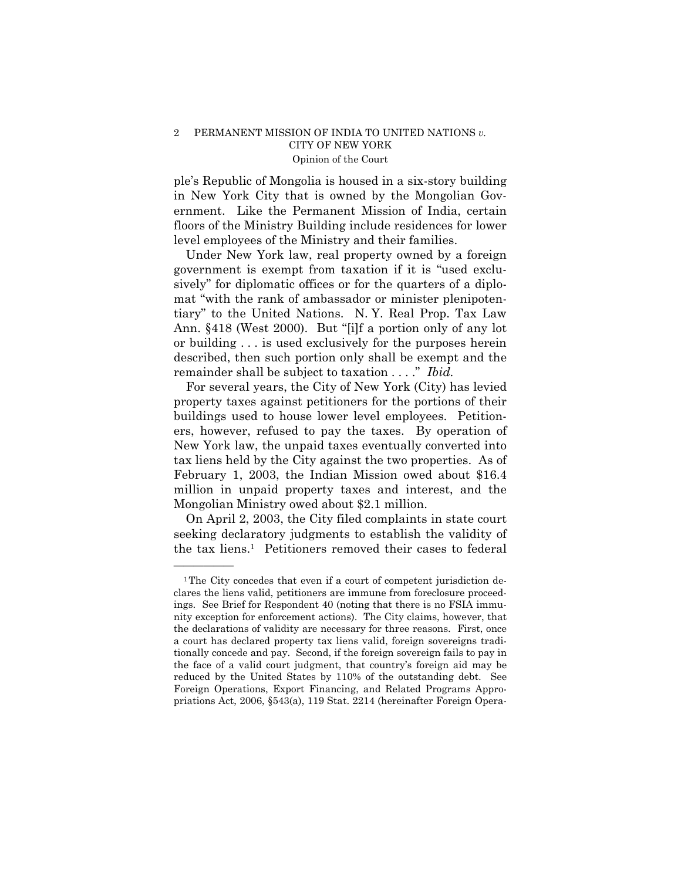ple's Republic of Mongolia is housed in a six-story building in New York City that is owned by the Mongolian Government. Like the Permanent Mission of India, certain floors of the Ministry Building include residences for lower level employees of the Ministry and their families.

Under New York law, real property owned by a foreign government is exempt from taxation if it is "used exclusively" for diplomatic offices or for the quarters of a diplomat "with the rank of ambassador or minister plenipotentiary" to the United Nations. N. Y. Real Prop. Tax Law Ann. §418 (West 2000). But "[i]f a portion only of any lot or building . . . is used exclusively for the purposes herein described, then such portion only shall be exempt and the remainder shall be subject to taxation . . . ." *Ibid.*

For several years, the City of New York (City) has levied property taxes against petitioners for the portions of their buildings used to house lower level employees. Petitioners, however, refused to pay the taxes. By operation of New York law, the unpaid taxes eventually converted into tax liens held by the City against the two properties. As of February 1, 2003, the Indian Mission owed about $16.4 million in unpaid property taxes and interest, and the Mongolian Ministry owed about $2.1 million.

On April 2, 2003, the City filed complaints in state court seeking declaratory judgments to establish the validity of the tax liens.[1] Petitioners removed their cases to federal

---

[1] The City concedes that even if a court of competent jurisdiction declares the liens valid, petitioners are immune from foreclosure proceedings. See Brief for Respondent 40 (noting that there is no FSIA immunity exception for enforcement actions). The City claims, however, that the declarations of validity are necessary for three reasons. First, once a court has declared property tax liens valid, foreign sovereigns traditionally concede and pay. Second, if the foreign sovereign fails to pay in the face of a valid court judgment, that country's foreign aid may be reduced by the United States by 110% of the outstanding debt. See Foreign Operations, Export Financing, and Related Programs Appropriations Act, 2006, §543(a), 119 Stat. 2214 (hereinafter Foreign Opera-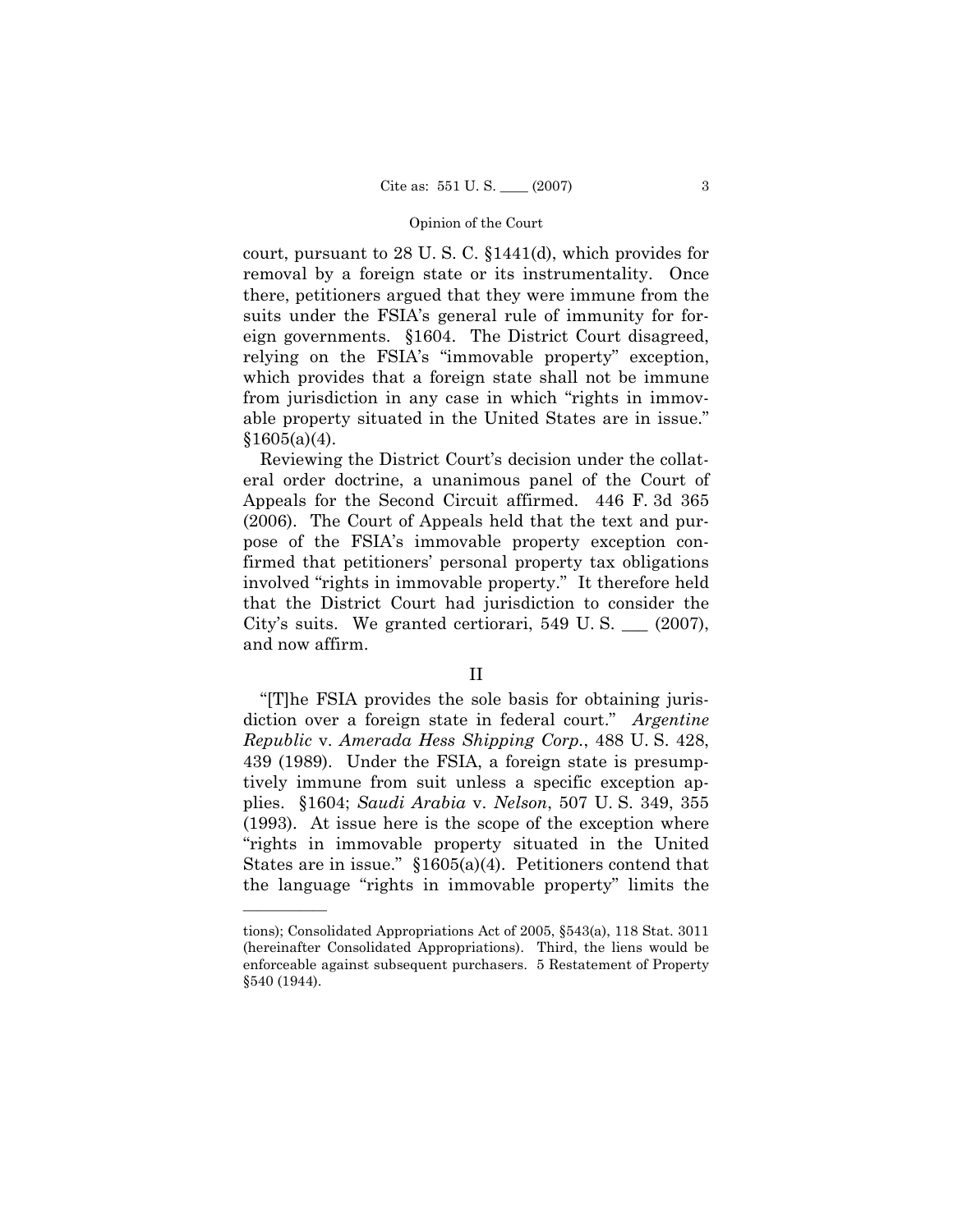court, pursuant to 28 U. S. C. §1441(d), which provides for removal by a foreign state or its instrumentality. Once there, petitioners argued that they were immune from the suits under the FSIA's general rule of immunity for foreign governments. §1604. The District Court disagreed, relying on the FSIA's "immovable property" exception, which provides that a foreign state shall not be immune from jurisdiction in any case in which "rights in immovable property situated in the United States are in issue." §1605(a)(4).

Reviewing the District Court's decision under the collateral order doctrine, a unanimous panel of the Court of Appeals for the Second Circuit affirmed. 446 F. 3d 365 (2006). The Court of Appeals held that the text and purpose of the FSIA's immovable property exception confirmed that petitioners' personal property tax obligations involved "rights in immovable property." It therefore held that the District Court had jurisdiction to consider the City's suits. We granted certiorari, 549 U. S. ___ (2007), and now affirm.

## II

"[T]he FSIA provides the sole basis for obtaining jurisdiction over a foreign state in federal court." *Argentine Republic* v. *Amerada Hess Shipping Corp.*, 488 U. S. 428, 439 (1989). Under the FSIA, a foreign state is presumptively immune from suit unless a specific exception applies. §1604; *Saudi Arabia* v. *Nelson*, 507 U. S. 349, 355 (1993). At issue here is the scope of the exception where "rights in immovable property situated in the United States are in issue." §1605(a)(4). Petitioners contend that the language "rights in immovable property" limits the

---

tions); Consolidated Appropriations Act of 2005, §543(a), 118 Stat. 3011 (hereinafter Consolidated Appropriations). Third, the liens would be enforceable against subsequent purchasers. 5 Restatement of Property §540 (1944).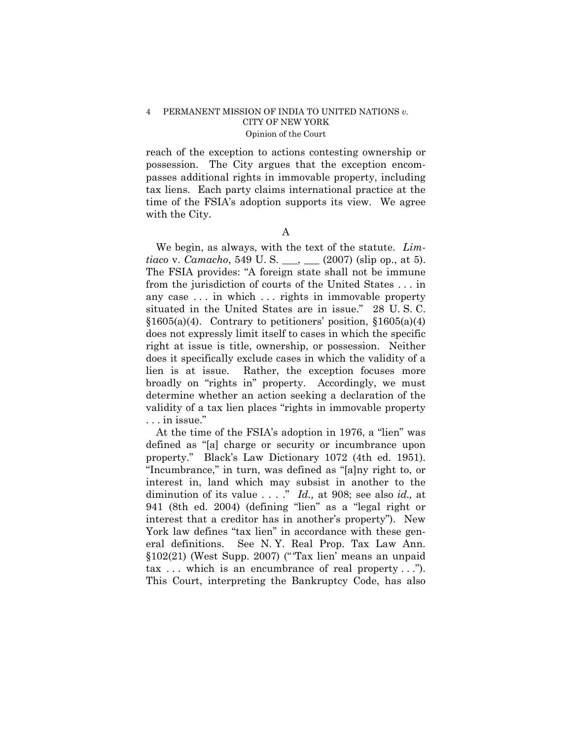reach of the exception to actions contesting ownership or possession. The City argues that the exception encompasses additional rights in immovable property, including tax liens. Each party claims international practice at the time of the FSIA's adoption supports its view. We agree with the City.

A

We begin, as always, with the text of the statute. *Limtiaco* v. *Camacho*, 549 U. S. ___, ___ (2007) (slip op., at 5). The FSIA provides: "A foreign state shall not be immune from the jurisdiction of courts of the United States . . . in any case . . . in which . . . rights in immovable property situated in the United States are in issue." 28 U. S. C. §1605(a)(4). Contrary to petitioners' position, §1605(a)(4) does not expressly limit itself to cases in which the specific right at issue is title, ownership, or possession. Neither does it specifically exclude cases in which the validity of a lien is at issue. Rather, the exception focuses more broadly on "rights in" property. Accordingly, we must determine whether an action seeking a declaration of the validity of a tax lien places "rights in immovable property . . . in issue."

At the time of the FSIA's adoption in 1976, a "lien" was defined as "[a] charge or security or incumbrance upon property." Black's Law Dictionary 1072 (4th ed. 1951). "Incumbrance," in turn, was defined as "[a]ny right to, or interest in, land which may subsist in another to the diminution of its value . . . ." *Id.,* at 908; see also *id.,* at 941 (8th ed. 2004) (defining "lien" as a "legal right or interest that a creditor has in another's property"). New York law defines "tax lien" in accordance with these general definitions. See N. Y. Real Prop. Tax Law Ann. §102(21) (West Supp. 2007) ("'Tax lien' means an unpaid tax . . . which is an encumbrance of real property . . ."). This Court, interpreting the Bankruptcy Code, has also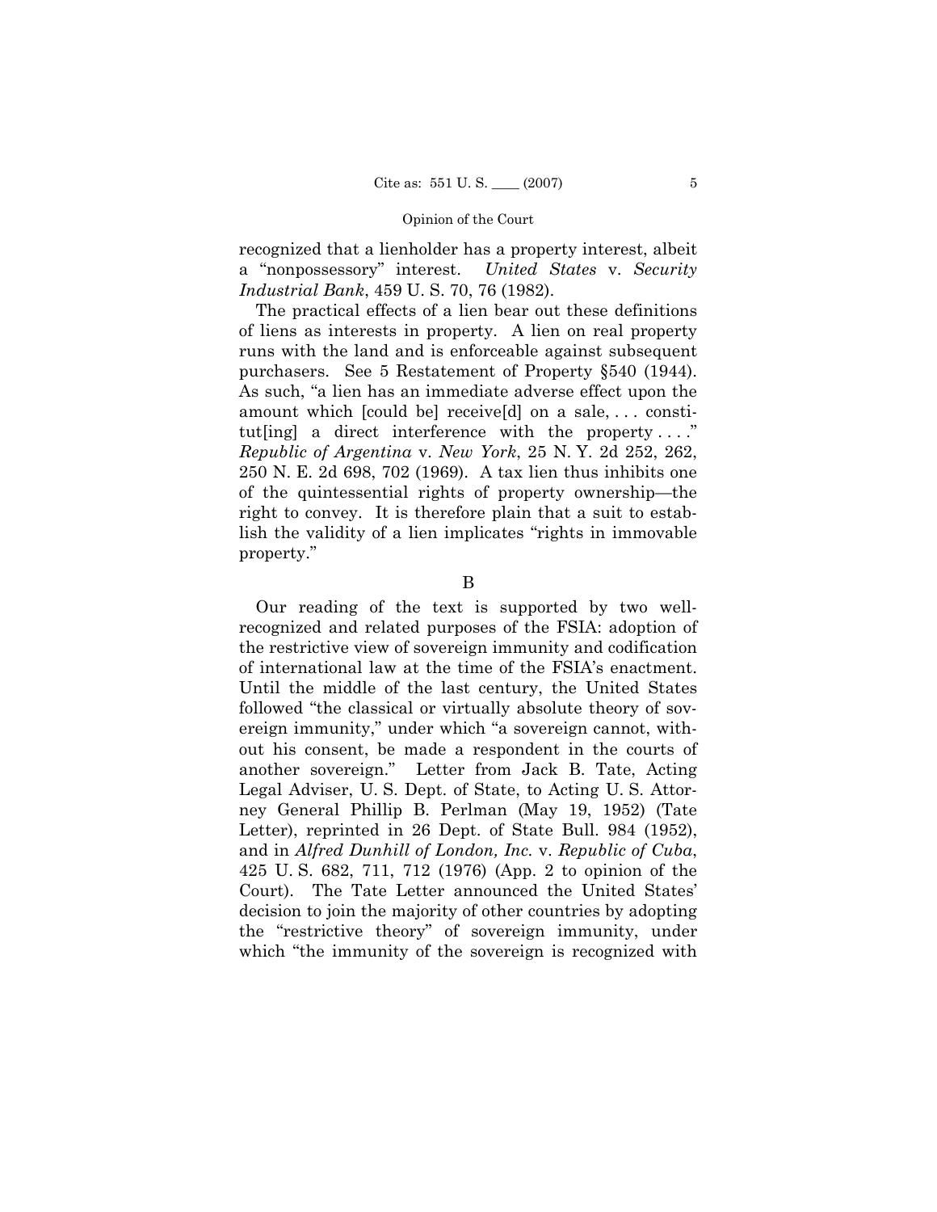recognized that a lienholder has a property interest, albeit a "nonpossessory" interest. *United States* v. *Security Industrial Bank*, 459 U. S. 70, 76 (1982).

The practical effects of a lien bear out these definitions of liens as interests in property. A lien on real property runs with the land and is enforceable against subsequent purchasers. See 5 Restatement of Property §540 (1944). As such, "a lien has an immediate adverse effect upon the amount which [could be] receive[d] on a sale, . . . constitut[ing] a direct interference with the property . . . ." *Republic of Argentina* v. *New York*, 25 N. Y. 2d 252, 262, 250 N. E. 2d 698, 702 (1969). A tax lien thus inhibits one of the quintessential rights of property ownership—the right to convey. It is therefore plain that a suit to establish the validity of a lien implicates "rights in immovable property."

B

Our reading of the text is supported by two well-recognized and related purposes of the FSIA: adoption of the restrictive view of sovereign immunity and codification of international law at the time of the FSIA's enactment. Until the middle of the last century, the United States followed "the classical or virtually absolute theory of sovereign immunity," under which "a sovereign cannot, without his consent, be made a respondent in the courts of another sovereign." Letter from Jack B. Tate, Acting Legal Adviser, U. S. Dept. of State, to Acting U. S. Attorney General Phillip B. Perlman (May 19, 1952) (Tate Letter), reprinted in 26 Dept. of State Bull. 984 (1952), and in *Alfred Dunhill of London, Inc.* v. *Republic of Cuba*, 425 U. S. 682, 711, 712 (1976) (App. 2 to opinion of the Court). The Tate Letter announced the United States' decision to join the majority of other countries by adopting the "restrictive theory" of sovereign immunity, under which "the immunity of the sovereign is recognized with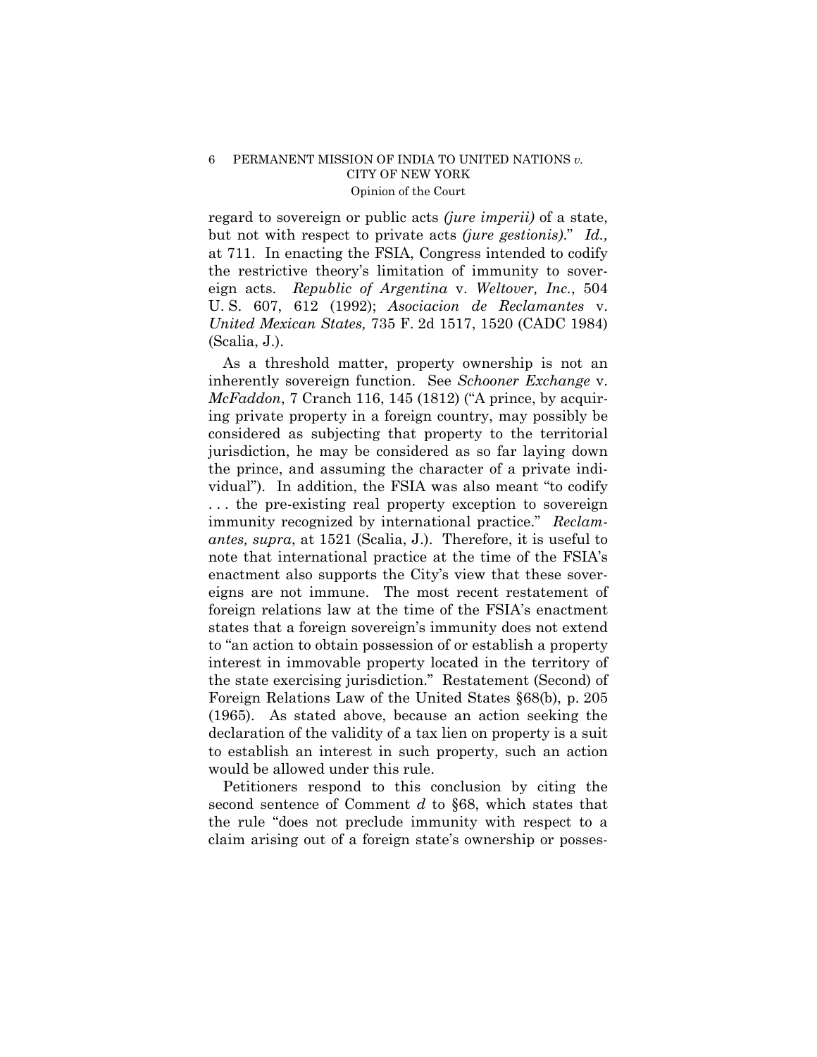regard to sovereign or public acts *(jure imperii)* of a state, but not with respect to private acts *(jure gestionis)*." *Id.,* at 711. In enacting the FSIA, Congress intended to codify the restrictive theory's limitation of immunity to sovereign acts. *Republic of Argentina* v. *Weltover, Inc.*, 504 U. S. 607, 612 (1992); *Asociacion de Reclamantes* v. *United Mexican States,* 735 F. 2d 1517, 1520 (CADC 1984) (Scalia, J.).

As a threshold matter, property ownership is not an inherently sovereign function. See *Schooner Exchange* v. *McFaddon*, 7 Cranch 116, 145 (1812) ("A prince, by acquiring private property in a foreign country, may possibly be considered as subjecting that property to the territorial jurisdiction, he may be considered as so far laying down the prince, and assuming the character of a private individual"). In addition, the FSIA was also meant "to codify . . . the pre-existing real property exception to sovereign immunity recognized by international practice." *Reclamantes, supra*, at 1521 (Scalia, J.). Therefore, it is useful to note that international practice at the time of the FSIA's enactment also supports the City's view that these sovereigns are not immune. The most recent restatement of foreign relations law at the time of the FSIA's enactment states that a foreign sovereign's immunity does not extend to "an action to obtain possession of or establish a property interest in immovable property located in the territory of the state exercising jurisdiction." Restatement (Second) of Foreign Relations Law of the United States §68(b), p. 205 (1965). As stated above, because an action seeking the declaration of the validity of a tax lien on property is a suit to establish an interest in such property, such an action would be allowed under this rule.

Petitioners respond to this conclusion by citing the second sentence of Comment *d* to §68, which states that the rule "does not preclude immunity with respect to a claim arising out of a foreign state's ownership or posses-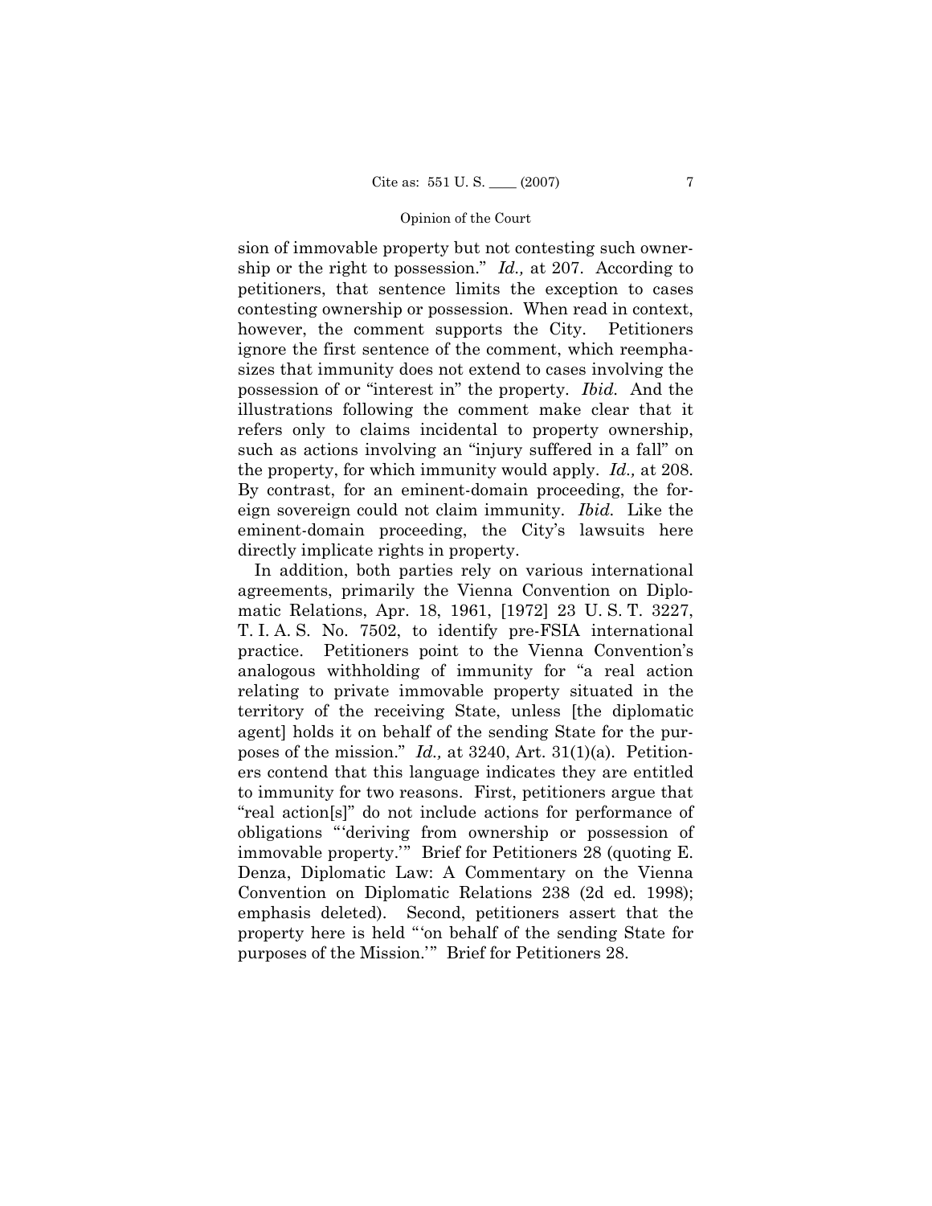sion of immovable property but not contesting such ownership or the right to possession." *Id.,* at 207. According to petitioners, that sentence limits the exception to cases contesting ownership or possession. When read in context, however, the comment supports the City. Petitioners ignore the first sentence of the comment, which reemphasizes that immunity does not extend to cases involving the possession of or "interest in" the property. *Ibid.* And the illustrations following the comment make clear that it refers only to claims incidental to property ownership, such as actions involving an "injury suffered in a fall" on the property, for which immunity would apply. *Id.,* at 208. By contrast, for an eminent-domain proceeding, the foreign sovereign could not claim immunity. *Ibid.* Like the eminent-domain proceeding, the City's lawsuits here directly implicate rights in property.

In addition, both parties rely on various international agreements, primarily the Vienna Convention on Diplomatic Relations, Apr. 18, 1961, [1972] 23 U. S. T. 3227, T. I. A. S. No. 7502, to identify pre-FSIA international practice. Petitioners point to the Vienna Convention's analogous withholding of immunity for "a real action relating to private immovable property situated in the territory of the receiving State, unless [the diplomatic agent] holds it on behalf of the sending State for the purposes of the mission." *Id.,* at 3240, Art. 31(1)(a). Petitioners contend that this language indicates they are entitled to immunity for two reasons. First, petitioners argue that "real action[s]" do not include actions for performance of obligations "'deriving from ownership or possession of immovable property.'" Brief for Petitioners 28 (quoting E. Denza, Diplomatic Law: A Commentary on the Vienna Convention on Diplomatic Relations 238 (2d ed. 1998); emphasis deleted). Second, petitioners assert that the property here is held "'on behalf of the sending State for purposes of the Mission.'" Brief for Petitioners 28.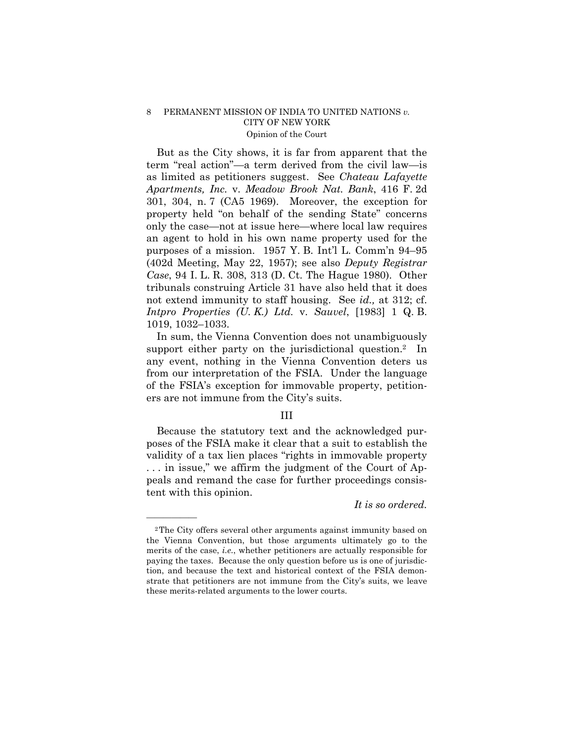But as the City shows, it is far from apparent that the term "real action"—a term derived from the civil law—is as limited as petitioners suggest. See *Chateau Lafayette Apartments, Inc.* v. *Meadow Brook Nat. Bank*, 416 F. 2d 301, 304, n. 7 (CA5 1969). Moreover, the exception for property held "on behalf of the sending State" concerns only the case—not at issue here—where local law requires an agent to hold in his own name property used for the purposes of a mission. 1957 Y. B. Int'l L. Comm'n 94–95 (402d Meeting, May 22, 1957); see also *Deputy Registrar Case*, 94 I. L. R. 308, 313 (D. Ct. The Hague 1980). Other tribunals construing Article 31 have also held that it does not extend immunity to staff housing. See *id.,* at 312; cf. *Intpro Properties (U. K.) Ltd.* v. *Sauvel*, [1983] 1 Q. B. 1019, 1032–1033.

In sum, the Vienna Convention does not unambiguously support either party on the jurisdictional question.[2] In any event, nothing in the Vienna Convention deters us from our interpretation of the FSIA. Under the language of the FSIA's exception for immovable property, petitioners are not immune from the City's suits.

## III

Because the statutory text and the acknowledged purposes of the FSIA make it clear that a suit to establish the validity of a tax lien places "rights in immovable property . . . in issue," we affirm the judgment of the Court of Appeals and remand the case for further proceedings consistent with this opinion.

*It is so ordered.*

---

[2] The City offers several other arguments against immunity based on the Vienna Convention, but those arguments ultimately go to the merits of the case, *i.e.*, whether petitioners are actually responsible for paying the taxes. Because the only question before us is one of jurisdiction, and because the text and historical context of the FSIA demonstrate that petitioners are not immune from the City's suits, we leave these merits-related arguments to the lower courts.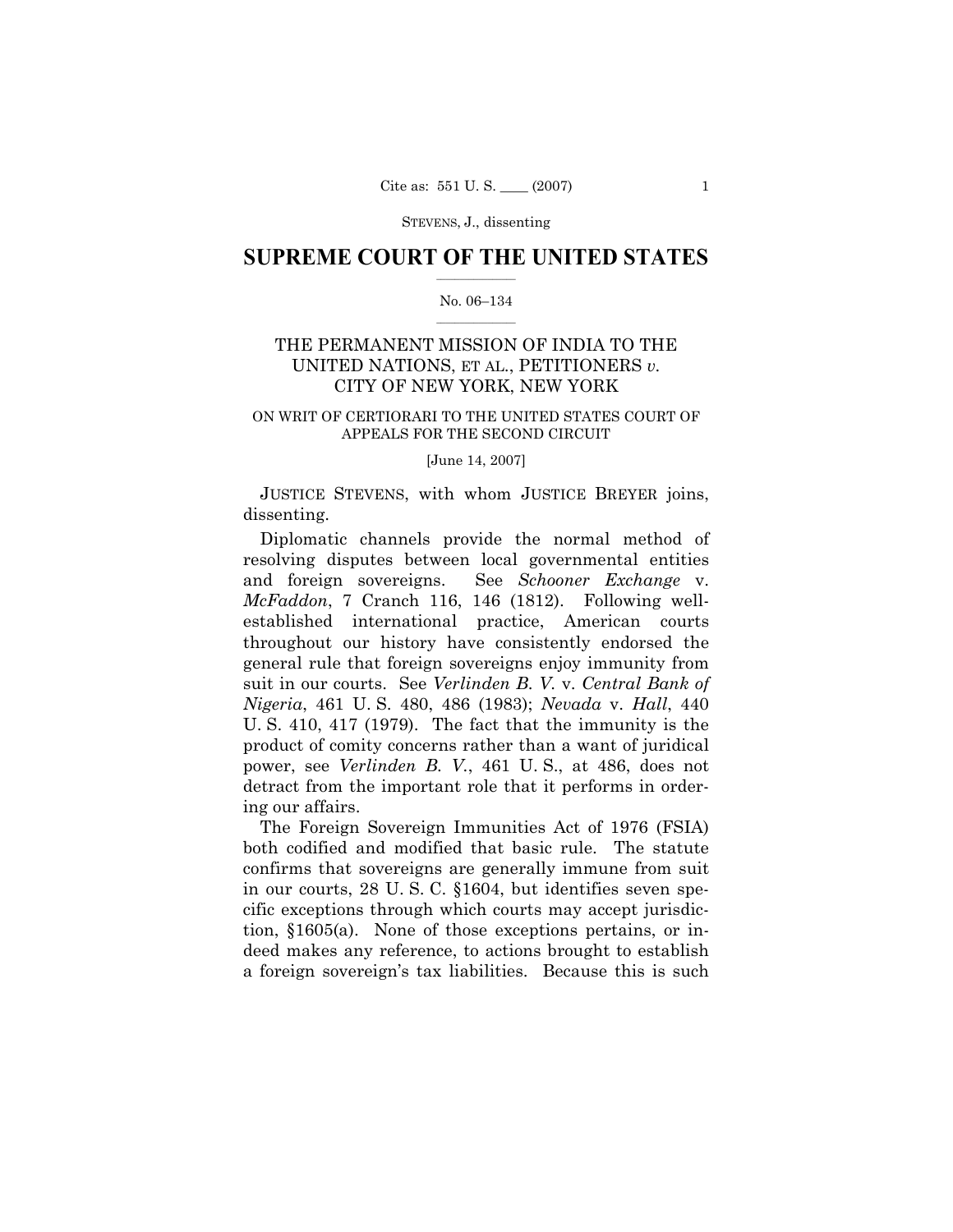# SUPREME COURT OF THE UNITED STATES

No. 06–134

THE PERMANENT MISSION OF INDIA TO THE UNITED NATIONS, ET AL., PETITIONERS *v.* CITY OF NEW YORK, NEW YORK

ON WRIT OF CERTIORARI TO THE UNITED STATES COURT OF APPEALS FOR THE SECOND CIRCUIT

[June 14, 2007]

JUSTICE STEVENS, with whom JUSTICE BREYER joins, dissenting.

Diplomatic channels provide the normal method of resolving disputes between local governmental entities and foreign sovereigns. See *Schooner Exchange* v. *McFaddon*, 7 Cranch 116, 146 (1812). Following well-established international practice, American courts throughout our history have consistently endorsed the general rule that foreign sovereigns enjoy immunity from suit in our courts. See *Verlinden B. V.* v. *Central Bank of Nigeria*, 461 U. S. 480, 486 (1983); *Nevada* v. *Hall*, 440 U. S. 410, 417 (1979). The fact that the immunity is the product of comity concerns rather than a want of juridical power, see *Verlinden B. V.*, 461 U. S., at 486, does not detract from the important role that it performs in ordering our affairs.

The Foreign Sovereign Immunities Act of 1976 (FSIA) both codified and modified that basic rule. The statute confirms that sovereigns are generally immune from suit in our courts, 28 U. S. C. §1604, but identifies seven specific exceptions through which courts may accept jurisdiction, §1605(a). None of those exceptions pertains, or indeed makes any reference, to actions brought to establish a foreign sovereign's tax liabilities. Because this is such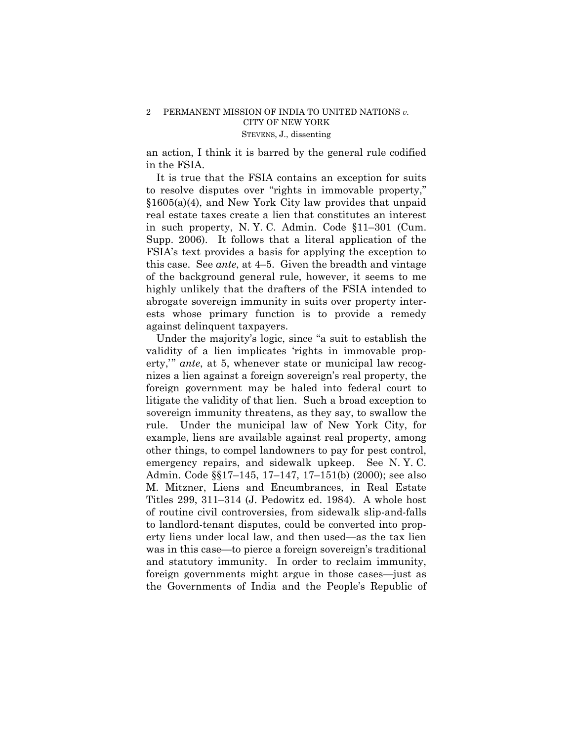an action, I think it is barred by the general rule codified in the FSIA.

It is true that the FSIA contains an exception for suits to resolve disputes over "rights in immovable property," §1605(a)(4), and New York City law provides that unpaid real estate taxes create a lien that constitutes an interest in such property, N. Y. C. Admin. Code §11–301 (Cum. Supp. 2006). It follows that a literal application of the FSIA's text provides a basis for applying the exception to this case. See *ante*, at 4–5. Given the breadth and vintage of the background general rule, however, it seems to me highly unlikely that the drafters of the FSIA intended to abrogate sovereign immunity in suits over property interests whose primary function is to provide a remedy against delinquent taxpayers.

Under the majority's logic, since "a suit to establish the validity of a lien implicates 'rights in immovable property,'" *ante*, at 5, whenever state or municipal law recognizes a lien against a foreign sovereign's real property, the foreign government may be haled into federal court to litigate the validity of that lien. Such a broad exception to sovereign immunity threatens, as they say, to swallow the rule. Under the municipal law of New York City, for example, liens are available against real property, among other things, to compel landowners to pay for pest control, emergency repairs, and sidewalk upkeep. See N. Y. C. Admin. Code §§17–145, 17–147, 17–151(b) (2000); see also M. Mitzner, Liens and Encumbrances*,* in Real Estate Titles 299, 311–314 (J. Pedowitz ed. 1984). A whole host of routine civil controversies, from sidewalk slip-and-falls to landlord-tenant disputes, could be converted into property liens under local law, and then used—as the tax lien was in this case—to pierce a foreign sovereign's traditional and statutory immunity. In order to reclaim immunity, foreign governments might argue in those cases—just as the Governments of India and the People's Republic of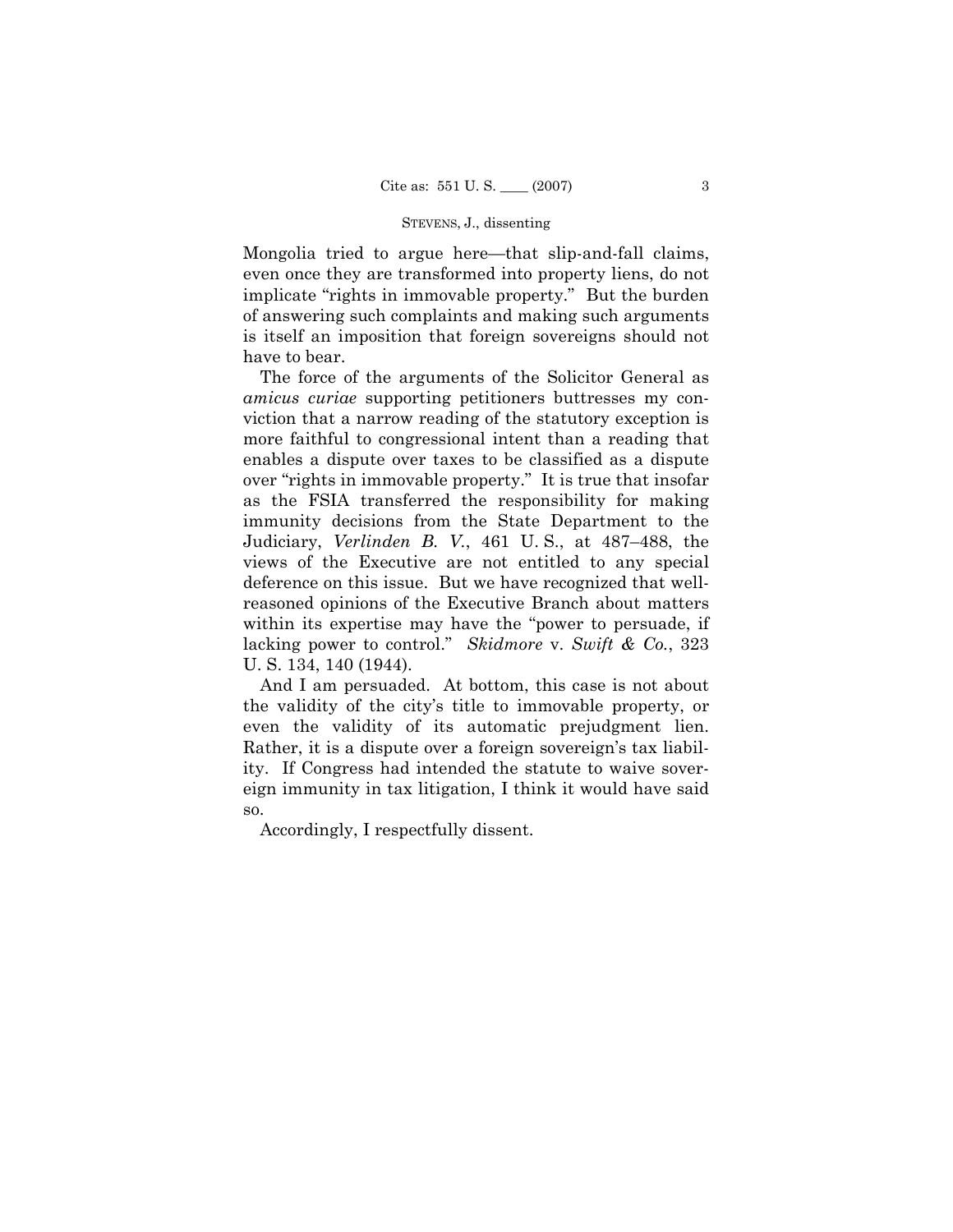Mongolia tried to argue here—that slip-and-fall claims, even once they are transformed into property liens, do not implicate "rights in immovable property." But the burden of answering such complaints and making such arguments is itself an imposition that foreign sovereigns should not have to bear.

The force of the arguments of the Solicitor General as *amicus curiae* supporting petitioners buttresses my conviction that a narrow reading of the statutory exception is more faithful to congressional intent than a reading that enables a dispute over taxes to be classified as a dispute over "rights in immovable property." It is true that insofar as the FSIA transferred the responsibility for making immunity decisions from the State Department to the Judiciary, *Verlinden B. V.*, 461 U. S., at 487–488, the views of the Executive are not entitled to any special deference on this issue. But we have recognized that well-reasoned opinions of the Executive Branch about matters within its expertise may have the "power to persuade, if lacking power to control." *Skidmore* v. *Swift & Co.*, 323 U. S. 134, 140 (1944).

And I am persuaded. At bottom, this case is not about the validity of the city's title to immovable property, or even the validity of its automatic prejudgment lien. Rather, it is a dispute over a foreign sovereign's tax liability. If Congress had intended the statute to waive sovereign immunity in tax litigation, I think it would have said so.

Accordingly, I respectfully dissent.